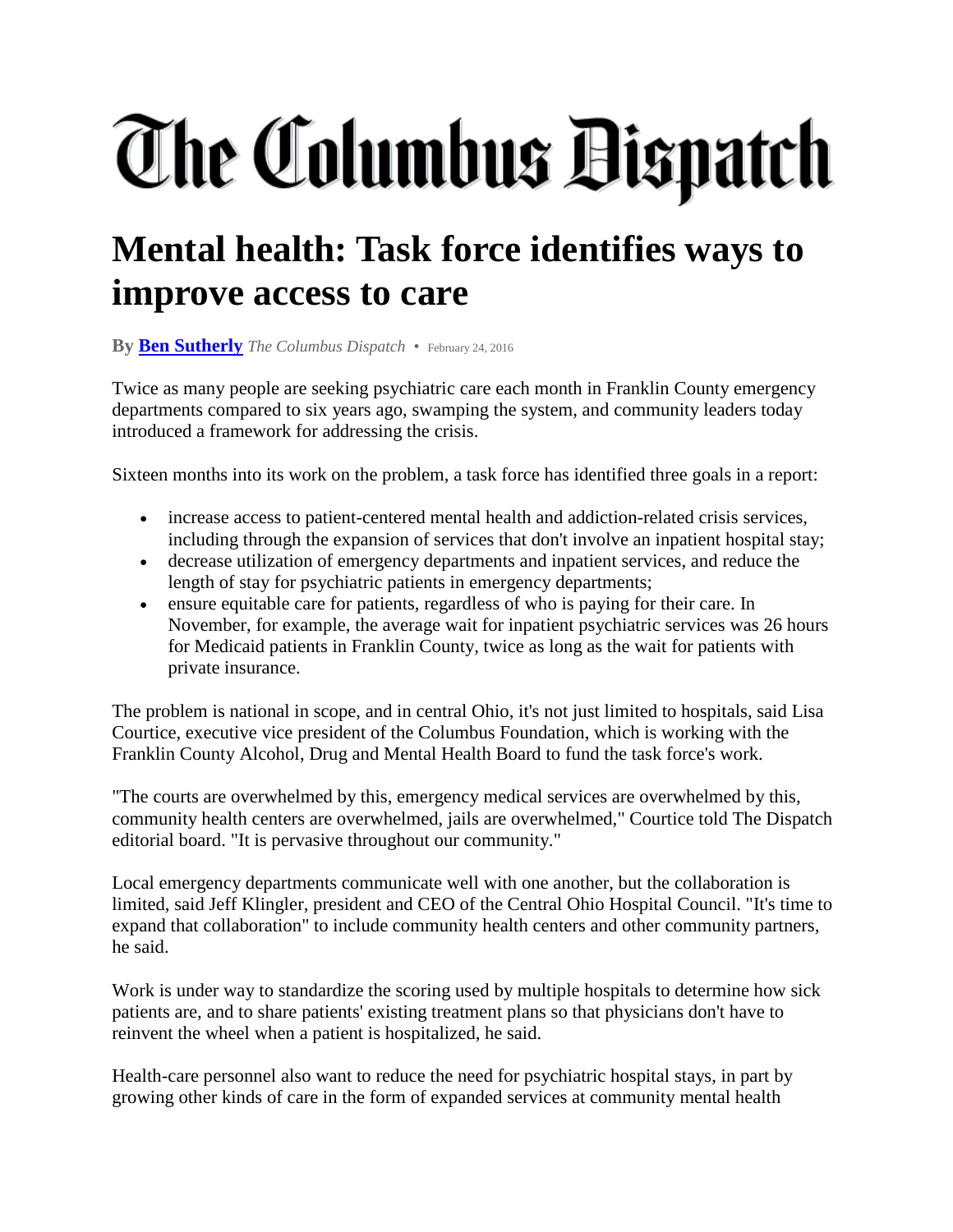# The Columbus Dispatch

## Mental health: Task force identifies ways to improve access to care

**By [Ben Sutherly](#)** *The Columbus Dispatch* • February 24, 2016

Twice as many people are seeking psychiatric care each month in Franklin County emergency departments compared to six years ago, swamping the system, and community leaders today introduced a framework for addressing the crisis.

Sixteen months into its work on the problem, a task force has identified three goals in a report:

- increase access to patient-centered mental health and addiction-related crisis services, including through the expansion of services that don't involve an inpatient hospital stay;
- decrease utilization of emergency departments and inpatient services, and reduce the length of stay for psychiatric patients in emergency departments;
- ensure equitable care for patients, regardless of who is paying for their care. In November, for example, the average wait for inpatient psychiatric services was 26 hours for Medicaid patients in Franklin County, twice as long as the wait for patients with private insurance.

The problem is national in scope, and in central Ohio, it's not just limited to hospitals, said Lisa Courtice, executive vice president of the Columbus Foundation, which is working with the Franklin County Alcohol, Drug and Mental Health Board to fund the task force's work.

"The courts are overwhelmed by this, emergency medical services are overwhelmed by this, community health centers are overwhelmed, jails are overwhelmed," Courtice told The Dispatch editorial board. "It is pervasive throughout our community."

Local emergency departments communicate well with one another, but the collaboration is limited, said Jeff Klingler, president and CEO of the Central Ohio Hospital Council. "It's time to expand that collaboration" to include community health centers and other community partners, he said.

Work is under way to standardize the scoring used by multiple hospitals to determine how sick patients are, and to share patients' existing treatment plans so that physicians don't have to reinvent the wheel when a patient is hospitalized, he said.

Health-care personnel also want to reduce the need for psychiatric hospital stays, in part by growing other kinds of care in the form of expanded services at community mental health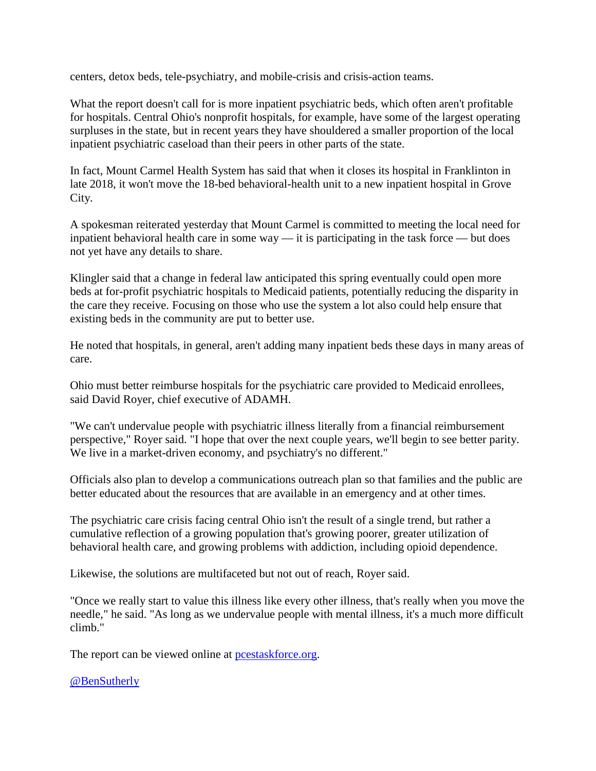centers, detox beds, tele-psychiatry, and mobile-crisis and crisis-action teams.

What the report doesn't call for is more inpatient psychiatric beds, which often aren't profitable for hospitals. Central Ohio's nonprofit hospitals, for example, have some of the largest operating surpluses in the state, but in recent years they have shouldered a smaller proportion of the local inpatient psychiatric caseload than their peers in other parts of the state.

In fact, Mount Carmel Health System has said that when it closes its hospital in Franklinton in late 2018, it won't move the 18-bed behavioral-health unit to a new inpatient hospital in Grove City.

A spokesman reiterated yesterday that Mount Carmel is committed to meeting the local need for inpatient behavioral health care in some way — it is participating in the task force — but does not yet have any details to share.

Klingler said that a change in federal law anticipated this spring eventually could open more beds at for-profit psychiatric hospitals to Medicaid patients, potentially reducing the disparity in the care they receive. Focusing on those who use the system a lot also could help ensure that existing beds in the community are put to better use.

He noted that hospitals, in general, aren't adding many inpatient beds these days in many areas of care.

Ohio must better reimburse hospitals for the psychiatric care provided to Medicaid enrollees, said David Royer, chief executive of ADAMH.

"We can't undervalue people with psychiatric illness literally from a financial reimbursement perspective," Royer said. "I hope that over the next couple years, we'll begin to see better parity. We live in a market-driven economy, and psychiatry's no different."

Officials also plan to develop a communications outreach plan so that families and the public are better educated about the resources that are available in an emergency and at other times.

The psychiatric care crisis facing central Ohio isn't the result of a single trend, but rather a cumulative reflection of a growing population that's growing poorer, greater utilization of behavioral health care, and growing problems with addiction, including opioid dependence.

Likewise, the solutions are multifaceted but not out of reach, Royer said.

"Once we really start to value this illness like every other illness, that's really when you move the needle," he said. "As long as we undervalue people with mental illness, it's a much more difficult climb."

The report can be viewed online at [pcestaskforce.org](pcestaskforce.org).

[@BenSutherly](@BenSutherly)